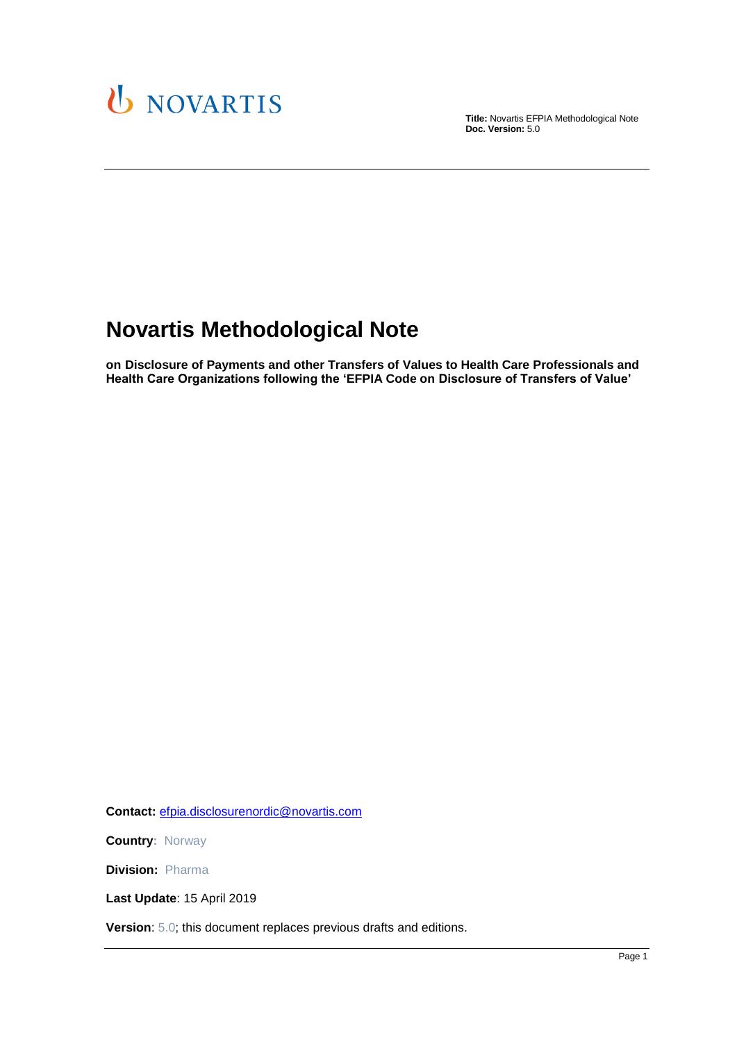NOVARTIS

**Title:** Novartis EFPIA Methodological Note
**Doc. Version:** 5.0

# Novartis Methodological Note

**on Disclosure of Payments and other Transfers of Values to Health Care Professionals and Health Care Organizations following the 'EFPIA Code on Disclosure of Transfers of Value'**

**Contact:** efpia.disclosurenordic@novartis.com

**Country**: Norway

**Division:** Pharma

**Last Update**: 15 April 2019

**Version**: 5.0; this document replaces previous drafts and editions.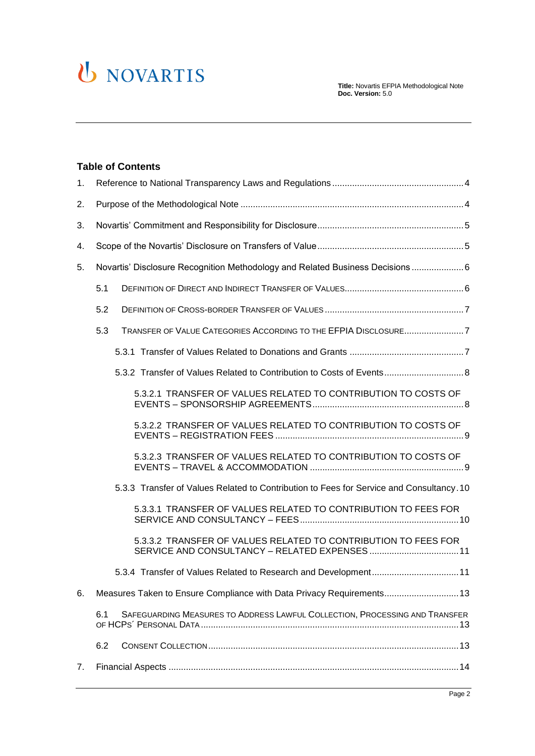## Table of Contents

1. Reference to National Transparency Laws and Regulations ........ 4
2. Purpose of the Methodological Note ........ 4
3. Novartis' Commitment and Responsibility for Disclosure ........ 5
4. Scope of the Novartis' Disclosure on Transfers of Value ........ 5
5. Novartis' Disclosure Recognition Methodology and Related Business Decisions ........ 6
   - 5.1 Definition of Direct and Indirect Transfer of Values ........ 6
   - 5.2 Definition of Cross-border Transfer of Values ........ 7
   - 5.3 Transfer of Value Categories According to the EFPIA Disclosure ........ 7
     - 5.3.1 Transfer of Values Related to Donations and Grants ........ 7
     - 5.3.2 Transfer of Values Related to Contribution to Costs of Events ........ 8
       - 5.3.2.1 TRANSFER OF VALUES RELATED TO CONTRIBUTION TO COSTS OF EVENTS – SPONSORSHIP AGREEMENTS ........ 8
       - 5.3.2.2 TRANSFER OF VALUES RELATED TO CONTRIBUTION TO COSTS OF EVENTS – REGISTRATION FEES ........ 9
       - 5.3.2.3 TRANSFER OF VALUES RELATED TO CONTRIBUTION TO COSTS OF EVENTS – TRAVEL & ACCOMMODATION ........ 9
     - 5.3.3 Transfer of Values Related to Contribution to Fees for Service and Consultancy ........ 10
       - 5.3.3.1 TRANSFER OF VALUES RELATED TO CONTRIBUTION TO FEES FOR SERVICE AND CONSULTANCY – FEES ........ 10
       - 5.3.3.2 TRANSFER OF VALUES RELATED TO CONTRIBUTION TO FEES FOR SERVICE AND CONSULTANCY – RELATED EXPENSES ........ 11
     - 5.3.4 Transfer of Values Related to Research and Development ........ 11
6. Measures Taken to Ensure Compliance with Data Privacy Requirements ........ 13
   - 6.1 Safeguarding Measures to Address Lawful Collection, Processing and Transfer of HCPs´ Personal Data ........ 13
   - 6.2 Consent Collection ........ 13
7. Financial Aspects ........ 14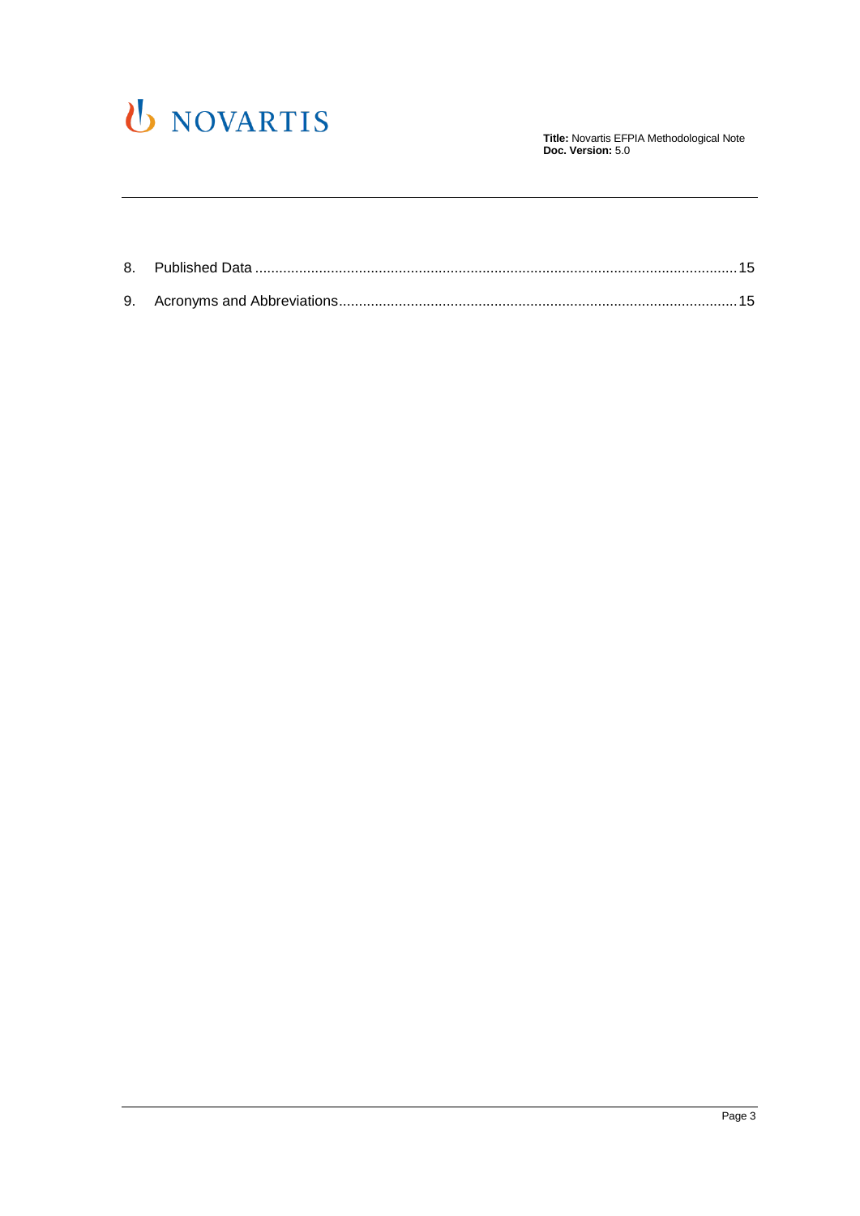8. Published Data ........................................................................................................................15

9. Acronyms and Abbreviations...................................................................................................15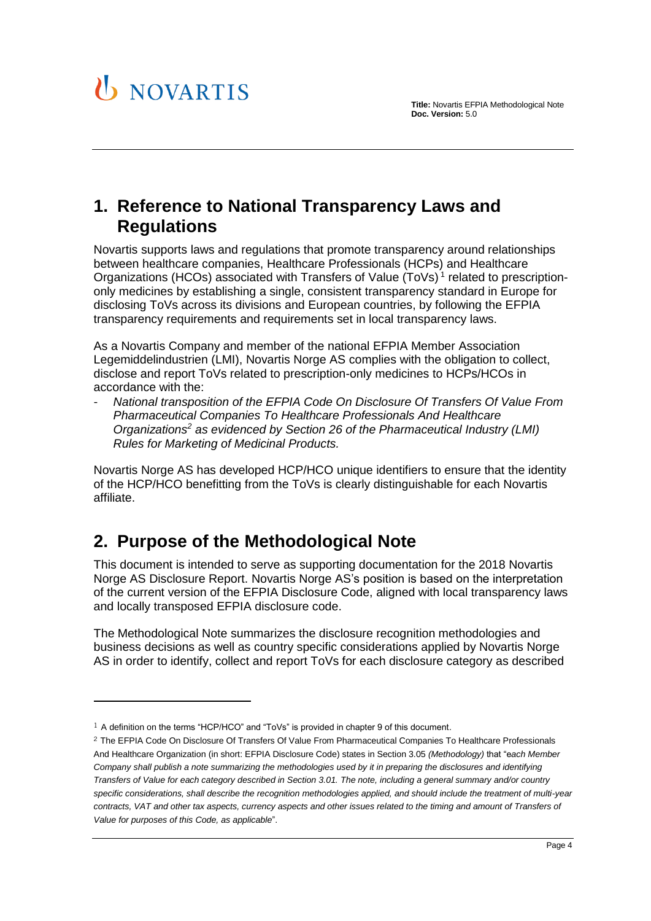## 1. Reference to National Transparency Laws and Regulations

Novartis supports laws and regulations that promote transparency around relationships between healthcare companies, Healthcare Professionals (HCPs) and Healthcare Organizations (HCOs) associated with Transfers of Value (ToVs)[1] related to prescription-only medicines by establishing a single, consistent transparency standard in Europe for disclosing ToVs across its divisions and European countries, by following the EFPIA transparency requirements and requirements set in local transparency laws.

As a Novartis Company and member of the national EFPIA Member Association Legemiddelindustrien (LMI), Novartis Norge AS complies with the obligation to collect, disclose and report ToVs related to prescription-only medicines to HCPs/HCOs in accordance with the:

- *National transposition of the EFPIA Code On Disclosure Of Transfers Of Value From Pharmaceutical Companies To Healthcare Professionals And Healthcare Organizations[2] as evidenced by Section 26 of the Pharmaceutical Industry (LMI) Rules for Marketing of Medicinal Products.*

Novartis Norge AS has developed HCP/HCO unique identifiers to ensure that the identity of the HCP/HCO benefitting from the ToVs is clearly distinguishable for each Novartis affiliate.

## 2. Purpose of the Methodological Note

This document is intended to serve as supporting documentation for the 2018 Novartis Norge AS Disclosure Report. Novartis Norge AS's position is based on the interpretation of the current version of the EFPIA Disclosure Code, aligned with local transparency laws and locally transposed EFPIA disclosure code.

The Methodological Note summarizes the disclosure recognition methodologies and business decisions as well as country specific considerations applied by Novartis Norge AS in order to identify, collect and report ToVs for each disclosure category as described

---

[1] A definition on the terms "HCP/HCO" and "ToVs" is provided in chapter 9 of this document.

[2] The EFPIA Code On Disclosure Of Transfers Of Value From Pharmaceutical Companies To Healthcare Professionals And Healthcare Organization (in short: EFPIA Disclosure Code) states in Section 3.05 *(Methodology)* that "*each Member Company shall publish a note summarizing the methodologies used by it in preparing the disclosures and identifying Transfers of Value for each category described in Section 3.01. The note, including a general summary and/or country specific considerations, shall describe the recognition methodologies applied, and should include the treatment of multi-year contracts, VAT and other tax aspects, currency aspects and other issues related to the timing and amount of Transfers of Value for purposes of this Code, as applicable*".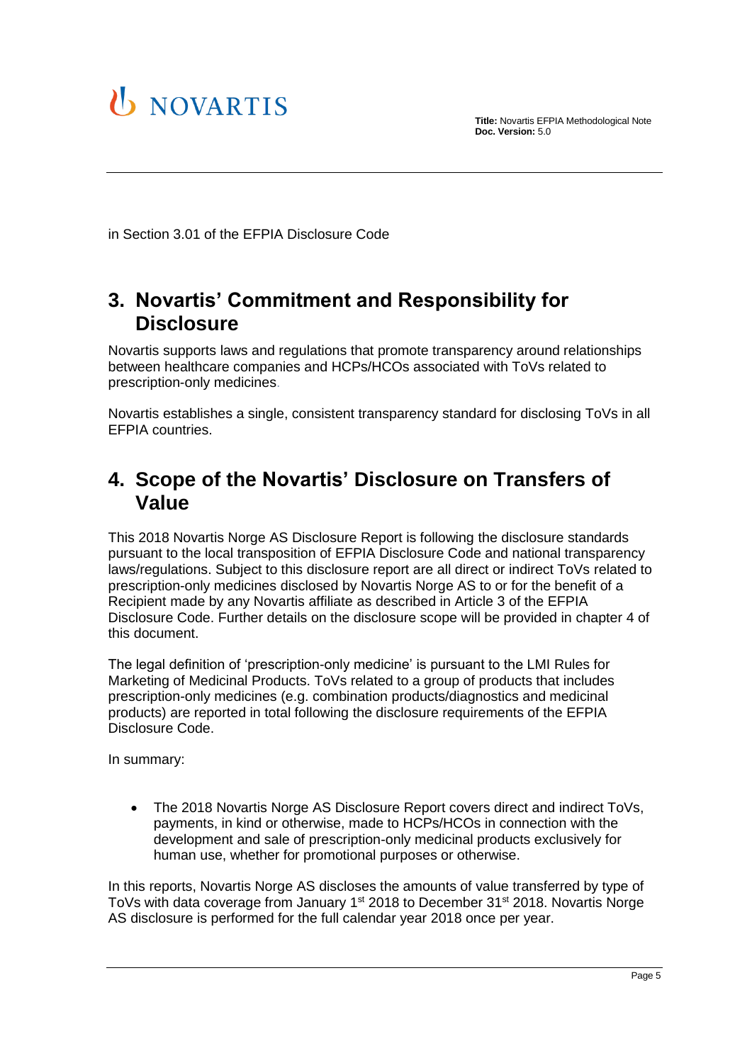in Section 3.01 of the EFPIA Disclosure Code

# 3. Novartis' Commitment and Responsibility for Disclosure

Novartis supports laws and regulations that promote transparency around relationships between healthcare companies and HCPs/HCOs associated with ToVs related to prescription-only medicines.

Novartis establishes a single, consistent transparency standard for disclosing ToVs in all EFPIA countries.

# 4. Scope of the Novartis' Disclosure on Transfers of Value

This 2018 Novartis Norge AS Disclosure Report is following the disclosure standards pursuant to the local transposition of EFPIA Disclosure Code and national transparency laws/regulations. Subject to this disclosure report are all direct or indirect ToVs related to prescription-only medicines disclosed by Novartis Norge AS to or for the benefit of a Recipient made by any Novartis affiliate as described in Article 3 of the EFPIA Disclosure Code. Further details on the disclosure scope will be provided in chapter 4 of this document.

The legal definition of 'prescription-only medicine' is pursuant to the LMI Rules for Marketing of Medicinal Products. ToVs related to a group of products that includes prescription-only medicines (e.g. combination products/diagnostics and medicinal products) are reported in total following the disclosure requirements of the EFPIA Disclosure Code.

In summary:

- The 2018 Novartis Norge AS Disclosure Report covers direct and indirect ToVs, payments, in kind or otherwise, made to HCPs/HCOs in connection with the development and sale of prescription-only medicinal products exclusively for human use, whether for promotional purposes or otherwise.

In this reports, Novartis Norge AS discloses the amounts of value transferred by type of ToVs with data coverage from January 1st 2018 to December 31st 2018. Novartis Norge AS disclosure is performed for the full calendar year 2018 once per year.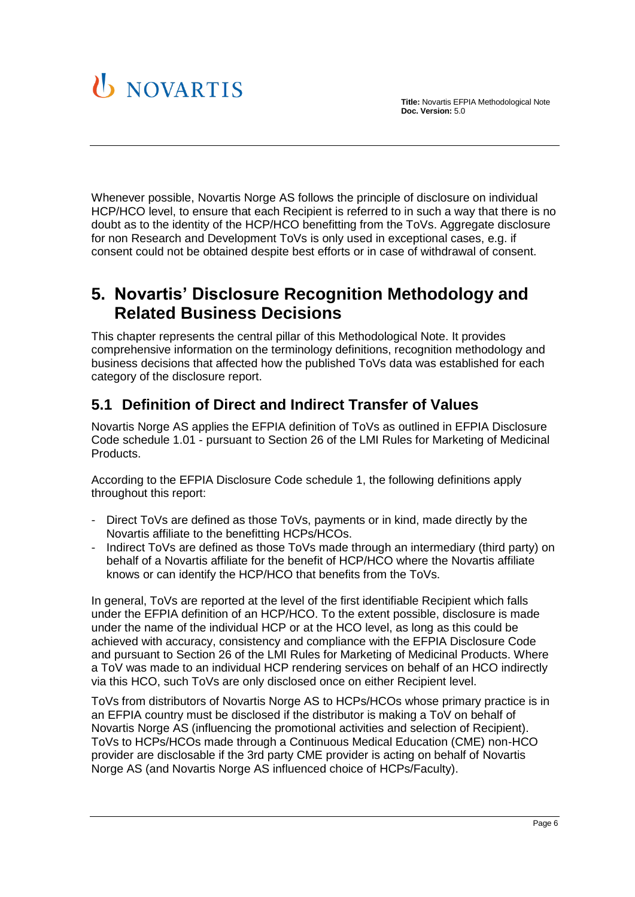Whenever possible, Novartis Norge AS follows the principle of disclosure on individual HCP/HCO level, to ensure that each Recipient is referred to in such a way that there is no doubt as to the identity of the HCP/HCO benefitting from the ToVs. Aggregate disclosure for non Research and Development ToVs is only used in exceptional cases, e.g. if consent could not be obtained despite best efforts or in case of withdrawal of consent.

# 5. Novartis' Disclosure Recognition Methodology and Related Business Decisions

This chapter represents the central pillar of this Methodological Note. It provides comprehensive information on the terminology definitions, recognition methodology and business decisions that affected how the published ToVs data was established for each category of the disclosure report.

## 5.1 Definition of Direct and Indirect Transfer of Values

Novartis Norge AS applies the EFPIA definition of ToVs as outlined in EFPIA Disclosure Code schedule 1.01 - pursuant to Section 26 of the LMI Rules for Marketing of Medicinal Products.

According to the EFPIA Disclosure Code schedule 1, the following definitions apply throughout this report:

- Direct ToVs are defined as those ToVs, payments or in kind, made directly by the Novartis affiliate to the benefitting HCPs/HCOs.
- Indirect ToVs are defined as those ToVs made through an intermediary (third party) on behalf of a Novartis affiliate for the benefit of HCP/HCO where the Novartis affiliate knows or can identify the HCP/HCO that benefits from the ToVs.

In general, ToVs are reported at the level of the first identifiable Recipient which falls under the EFPIA definition of an HCP/HCO. To the extent possible, disclosure is made under the name of the individual HCP or at the HCO level, as long as this could be achieved with accuracy, consistency and compliance with the EFPIA Disclosure Code and pursuant to Section 26 of the LMI Rules for Marketing of Medicinal Products. Where a ToV was made to an individual HCP rendering services on behalf of an HCO indirectly via this HCO, such ToVs are only disclosed once on either Recipient level.

ToVs from distributors of Novartis Norge AS to HCPs/HCOs whose primary practice is in an EFPIA country must be disclosed if the distributor is making a ToV on behalf of Novartis Norge AS (influencing the promotional activities and selection of Recipient). ToVs to HCPs/HCOs made through a Continuous Medical Education (CME) non-HCO provider are disclosable if the 3rd party CME provider is acting on behalf of Novartis Norge AS (and Novartis Norge AS influenced choice of HCPs/Faculty).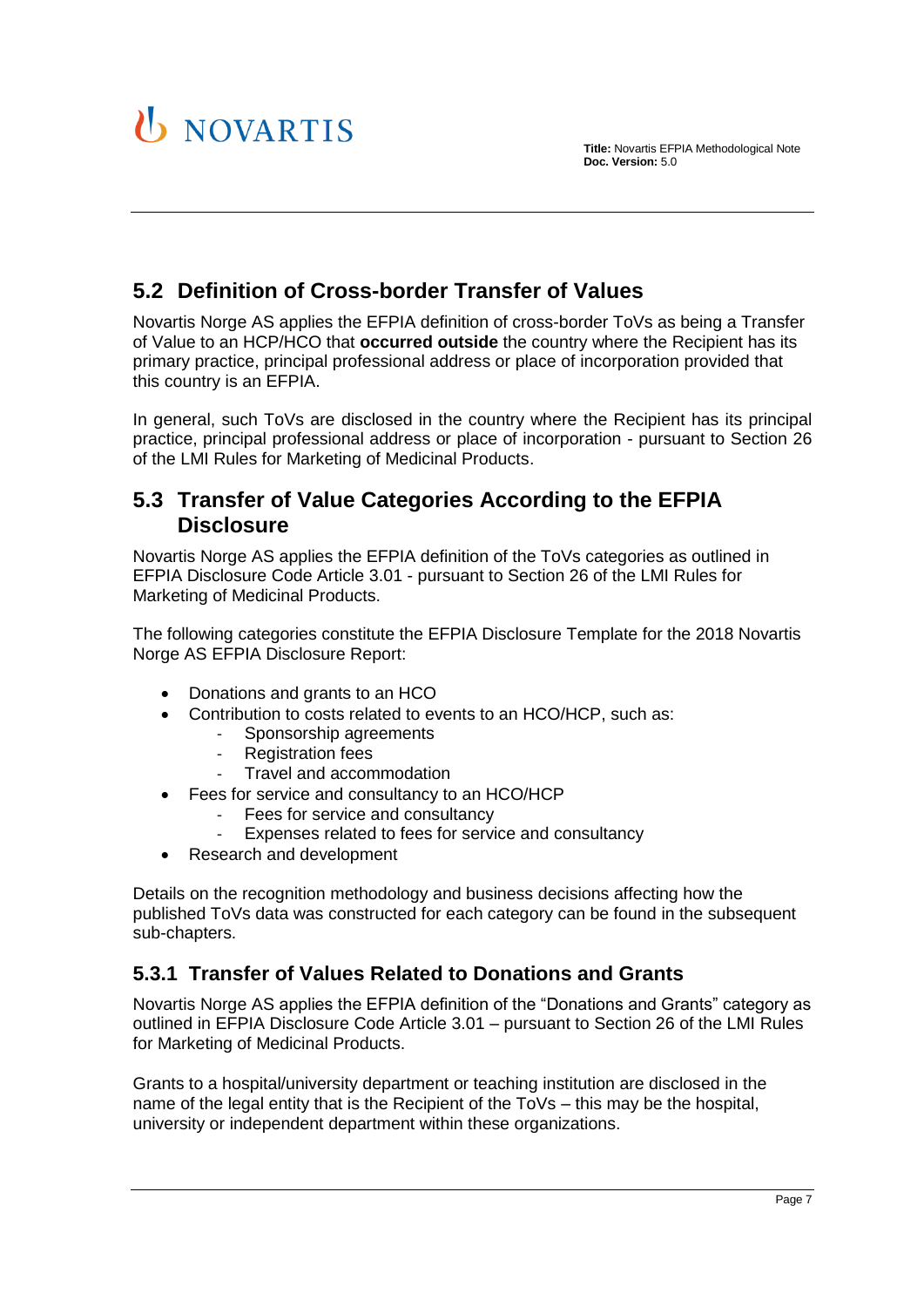## 5.2 Definition of Cross-border Transfer of Values

Novartis Norge AS applies the EFPIA definition of cross-border ToVs as being a Transfer of Value to an HCP/HCO that **occurred outside** the country where the Recipient has its primary practice, principal professional address or place of incorporation provided that this country is an EFPIA.

In general, such ToVs are disclosed in the country where the Recipient has its principal practice, principal professional address or place of incorporation - pursuant to Section 26 of the LMI Rules for Marketing of Medicinal Products.

## 5.3 Transfer of Value Categories According to the EFPIA Disclosure

Novartis Norge AS applies the EFPIA definition of the ToVs categories as outlined in EFPIA Disclosure Code Article 3.01 - pursuant to Section 26 of the LMI Rules for Marketing of Medicinal Products.

The following categories constitute the EFPIA Disclosure Template for the 2018 Novartis Norge AS EFPIA Disclosure Report:

- Donations and grants to an HCO
- Contribution to costs related to events to an HCO/HCP, such as:
  - Sponsorship agreements
  - Registration fees
  - Travel and accommodation
- Fees for service and consultancy to an HCO/HCP
  - Fees for service and consultancy
  - Expenses related to fees for service and consultancy
- Research and development

Details on the recognition methodology and business decisions affecting how the published ToVs data was constructed for each category can be found in the subsequent sub-chapters.

### 5.3.1 Transfer of Values Related to Donations and Grants

Novartis Norge AS applies the EFPIA definition of the "Donations and Grants" category as outlined in EFPIA Disclosure Code Article 3.01 – pursuant to Section 26 of the LMI Rules for Marketing of Medicinal Products.

Grants to a hospital/university department or teaching institution are disclosed in the name of the legal entity that is the Recipient of the ToVs – this may be the hospital, university or independent department within these organizations.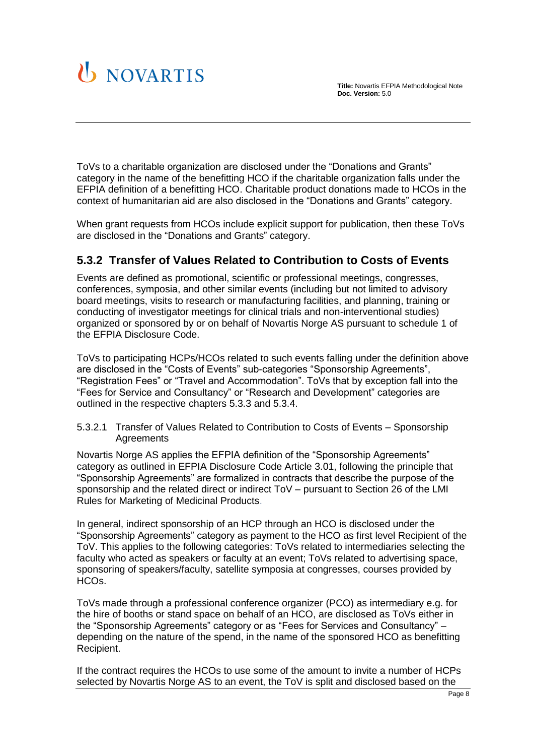ToVs to a charitable organization are disclosed under the “Donations and Grants” category in the name of the benefitting HCO if the charitable organization falls under the EFPIA definition of a benefitting HCO. Charitable product donations made to HCOs in the context of humanitarian aid are also disclosed in the “Donations and Grants” category.

When grant requests from HCOs include explicit support for publication, then these ToVs are disclosed in the “Donations and Grants” category.

### 5.3.2 Transfer of Values Related to Contribution to Costs of Events

Events are defined as promotional, scientific or professional meetings, congresses, conferences, symposia, and other similar events (including but not limited to advisory board meetings, visits to research or manufacturing facilities, and planning, training or conducting of investigator meetings for clinical trials and non-interventional studies) organized or sponsored by or on behalf of Novartis Norge AS pursuant to schedule 1 of the EFPIA Disclosure Code.

ToVs to participating HCPs/HCOs related to such events falling under the definition above are disclosed in the “Costs of Events” sub-categories “Sponsorship Agreements”, “Registration Fees” or “Travel and Accommodation”. ToVs that by exception fall into the “Fees for Service and Consultancy” or “Research and Development” categories are outlined in the respective chapters 5.3.3 and 5.3.4.

#### 5.3.2.1 Transfer of Values Related to Contribution to Costs of Events – Sponsorship Agreements

Novartis Norge AS applies the EFPIA definition of the “Sponsorship Agreements” category as outlined in EFPIA Disclosure Code Article 3.01, following the principle that “Sponsorship Agreements” are formalized in contracts that describe the purpose of the sponsorship and the related direct or indirect ToV – pursuant to Section 26 of the LMI Rules for Marketing of Medicinal Products.

In general, indirect sponsorship of an HCP through an HCO is disclosed under the “Sponsorship Agreements” category as payment to the HCO as first level Recipient of the ToV. This applies to the following categories: ToVs related to intermediaries selecting the faculty who acted as speakers or faculty at an event; ToVs related to advertising space, sponsoring of speakers/faculty, satellite symposia at congresses, courses provided by HCOs.

ToVs made through a professional conference organizer (PCO) as intermediary e.g. for the hire of booths or stand space on behalf of an HCO, are disclosed as ToVs either in the “Sponsorship Agreements” category or as “Fees for Services and Consultancy” – depending on the nature of the spend, in the name of the sponsored HCO as benefitting Recipient.

If the contract requires the HCOs to use some of the amount to invite a number of HCPs selected by Novartis Norge AS to an event, the ToV is split and disclosed based on the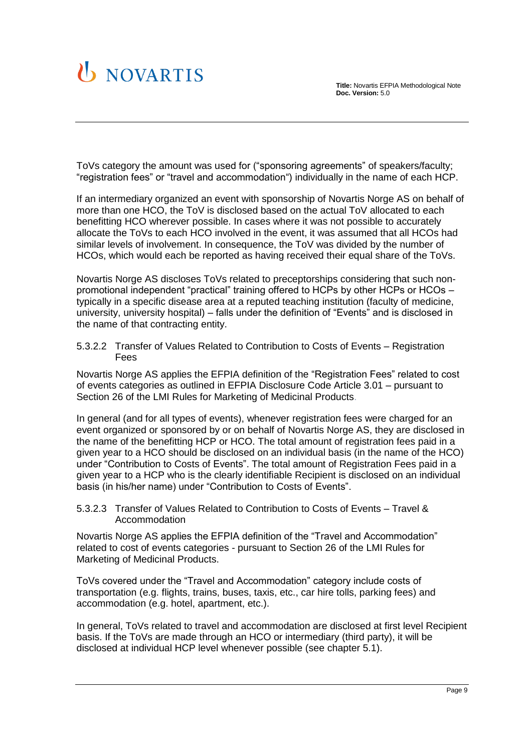ToVs category the amount was used for (“sponsoring agreements” of speakers/faculty; “registration fees” or “travel and accommodation“) individually in the name of each HCP.

If an intermediary organized an event with sponsorship of Novartis Norge AS on behalf of more than one HCO, the ToV is disclosed based on the actual ToV allocated to each benefitting HCO wherever possible. In cases where it was not possible to accurately allocate the ToVs to each HCO involved in the event, it was assumed that all HCOs had similar levels of involvement. In consequence, the ToV was divided by the number of HCOs, which would each be reported as having received their equal share of the ToVs.

Novartis Norge AS discloses ToVs related to preceptorships considering that such non-promotional independent “practical” training offered to HCPs by other HCPs or HCOs – typically in a specific disease area at a reputed teaching institution (faculty of medicine, university, university hospital) – falls under the definition of “Events” and is disclosed in the name of that contracting entity.

#### 5.3.2.2 Transfer of Values Related to Contribution to Costs of Events – Registration Fees

Novartis Norge AS applies the EFPIA definition of the “Registration Fees” related to cost of events categories as outlined in EFPIA Disclosure Code Article 3.01 – pursuant to Section 26 of the LMI Rules for Marketing of Medicinal Products.

In general (and for all types of events), whenever registration fees were charged for an event organized or sponsored by or on behalf of Novartis Norge AS, they are disclosed in the name of the benefitting HCP or HCO. The total amount of registration fees paid in a given year to a HCO should be disclosed on an individual basis (in the name of the HCO) under “Contribution to Costs of Events”. The total amount of Registration Fees paid in a given year to a HCP who is the clearly identifiable Recipient is disclosed on an individual basis (in his/her name) under “Contribution to Costs of Events”.

#### 5.3.2.3 Transfer of Values Related to Contribution to Costs of Events – Travel & Accommodation

Novartis Norge AS applies the EFPIA definition of the “Travel and Accommodation” related to cost of events categories - pursuant to Section 26 of the LMI Rules for Marketing of Medicinal Products.

ToVs covered under the “Travel and Accommodation” category include costs of transportation (e.g. flights, trains, buses, taxis, etc., car hire tolls, parking fees) and accommodation (e.g. hotel, apartment, etc.).

In general, ToVs related to travel and accommodation are disclosed at first level Recipient basis. If the ToVs are made through an HCO or intermediary (third party), it will be disclosed at individual HCP level whenever possible (see chapter 5.1).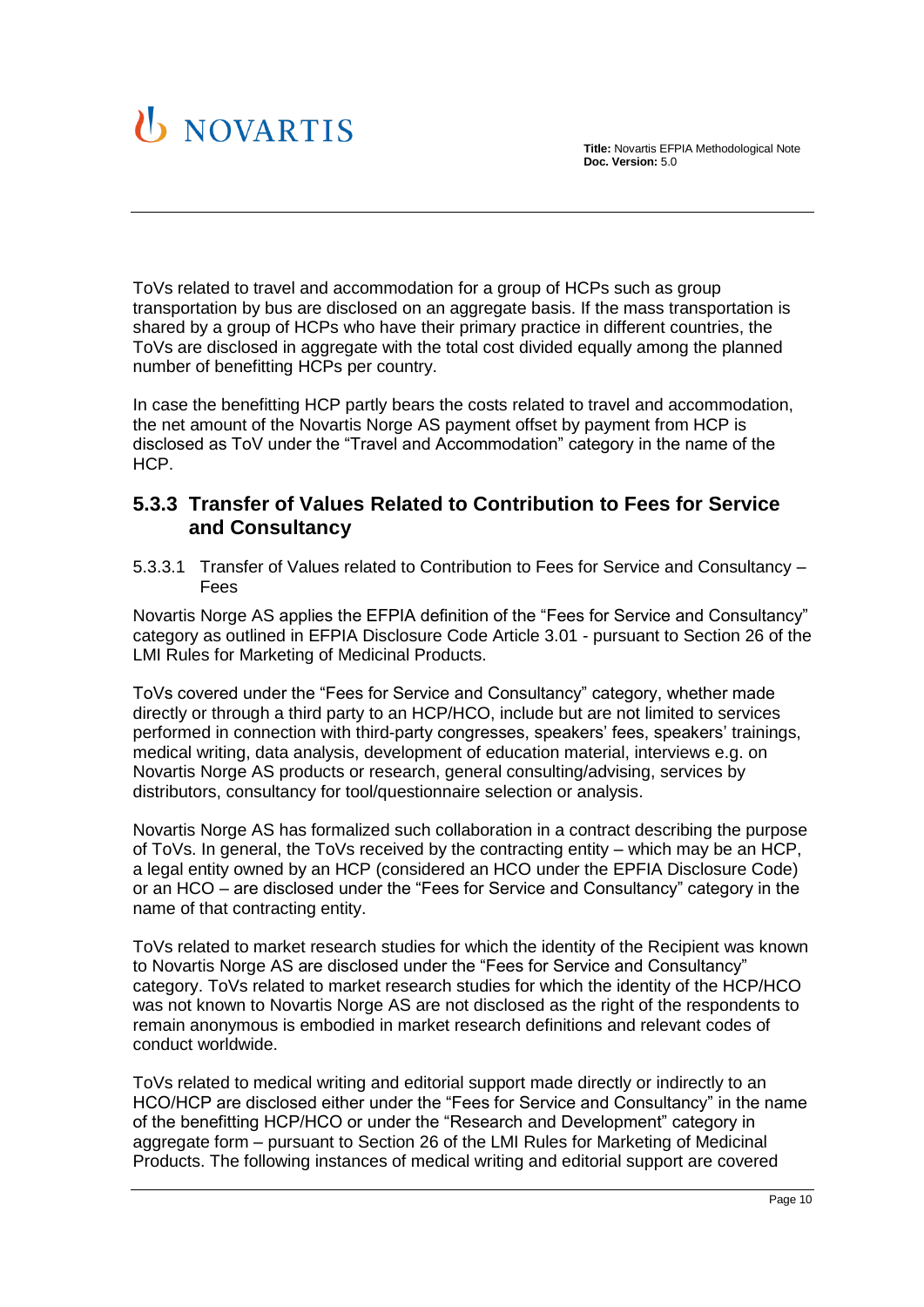ToVs related to travel and accommodation for a group of HCPs such as group transportation by bus are disclosed on an aggregate basis. If the mass transportation is shared by a group of HCPs who have their primary practice in different countries, the ToVs are disclosed in aggregate with the total cost divided equally among the planned number of benefitting HCPs per country.

In case the benefitting HCP partly bears the costs related to travel and accommodation, the net amount of the Novartis Norge AS payment offset by payment from HCP is disclosed as ToV under the "Travel and Accommodation" category in the name of the HCP.

### 5.3.3 Transfer of Values Related to Contribution to Fees for Service and Consultancy

#### 5.3.3.1 Transfer of Values related to Contribution to Fees for Service and Consultancy – Fees

Novartis Norge AS applies the EFPIA definition of the "Fees for Service and Consultancy" category as outlined in EFPIA Disclosure Code Article 3.01 - pursuant to Section 26 of the LMI Rules for Marketing of Medicinal Products.

ToVs covered under the "Fees for Service and Consultancy" category, whether made directly or through a third party to an HCP/HCO, include but are not limited to services performed in connection with third-party congresses, speakers' fees, speakers' trainings, medical writing, data analysis, development of education material, interviews e.g. on Novartis Norge AS products or research, general consulting/advising, services by distributors, consultancy for tool/questionnaire selection or analysis.

Novartis Norge AS has formalized such collaboration in a contract describing the purpose of ToVs. In general, the ToVs received by the contracting entity – which may be an HCP, a legal entity owned by an HCP (considered an HCO under the EPFIA Disclosure Code) or an HCO – are disclosed under the "Fees for Service and Consultancy" category in the name of that contracting entity.

ToVs related to market research studies for which the identity of the Recipient was known to Novartis Norge AS are disclosed under the "Fees for Service and Consultancy" category. ToVs related to market research studies for which the identity of the HCP/HCO was not known to Novartis Norge AS are not disclosed as the right of the respondents to remain anonymous is embodied in market research definitions and relevant codes of conduct worldwide.

ToVs related to medical writing and editorial support made directly or indirectly to an HCO/HCP are disclosed either under the "Fees for Service and Consultancy" in the name of the benefitting HCP/HCO or under the "Research and Development" category in aggregate form – pursuant to Section 26 of the LMI Rules for Marketing of Medicinal Products. The following instances of medical writing and editorial support are covered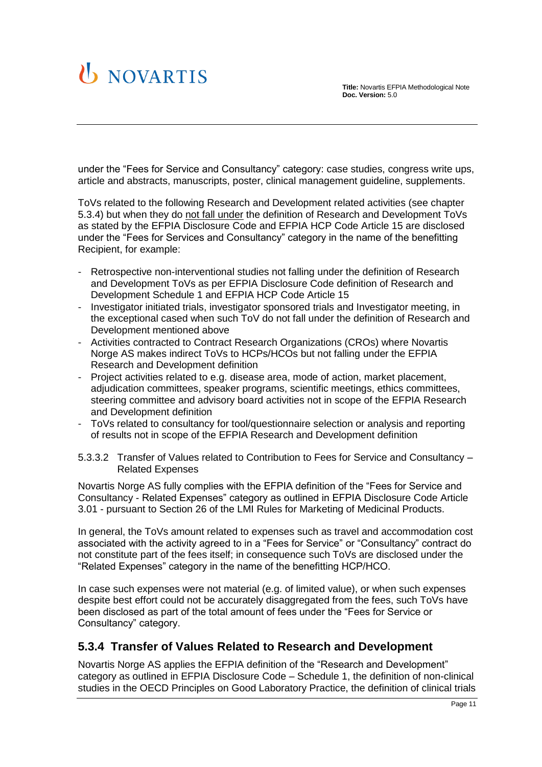under the "Fees for Service and Consultancy" category: case studies, congress write ups, article and abstracts, manuscripts, poster, clinical management guideline, supplements.

ToVs related to the following Research and Development related activities (see chapter 5.3.4) but when they do not fall under the definition of Research and Development ToVs as stated by the EFPIA Disclosure Code and EFPIA HCP Code Article 15 are disclosed under the "Fees for Services and Consultancy" category in the name of the benefitting Recipient, for example:

- Retrospective non-interventional studies not falling under the definition of Research and Development ToVs as per EFPIA Disclosure Code definition of Research and Development Schedule 1 and EFPIA HCP Code Article 15
- Investigator initiated trials, investigator sponsored trials and Investigator meeting, in the exceptional cased when such ToV do not fall under the definition of Research and Development mentioned above
- Activities contracted to Contract Research Organizations (CROs) where Novartis Norge AS makes indirect ToVs to HCPs/HCOs but not falling under the EFPIA Research and Development definition
- Project activities related to e.g. disease area, mode of action, market placement, adjudication committees, speaker programs, scientific meetings, ethics committees, steering committee and advisory board activities not in scope of the EFPIA Research and Development definition
- ToVs related to consultancy for tool/questionnaire selection or analysis and reporting of results not in scope of the EFPIA Research and Development definition

#### 5.3.3.2 Transfer of Values related to Contribution to Fees for Service and Consultancy – Related Expenses

Novartis Norge AS fully complies with the EFPIA definition of the "Fees for Service and Consultancy - Related Expenses" category as outlined in EFPIA Disclosure Code Article 3.01 - pursuant to Section 26 of the LMI Rules for Marketing of Medicinal Products.

In general, the ToVs amount related to expenses such as travel and accommodation cost associated with the activity agreed to in a "Fees for Service" or "Consultancy" contract do not constitute part of the fees itself; in consequence such ToVs are disclosed under the "Related Expenses" category in the name of the benefitting HCP/HCO.

In case such expenses were not material (e.g. of limited value), or when such expenses despite best effort could not be accurately disaggregated from the fees, such ToVs have been disclosed as part of the total amount of fees under the "Fees for Service or Consultancy" category.

### 5.3.4 Transfer of Values Related to Research and Development

Novartis Norge AS applies the EFPIA definition of the "Research and Development" category as outlined in EFPIA Disclosure Code – Schedule 1, the definition of non-clinical studies in the OECD Principles on Good Laboratory Practice, the definition of clinical trials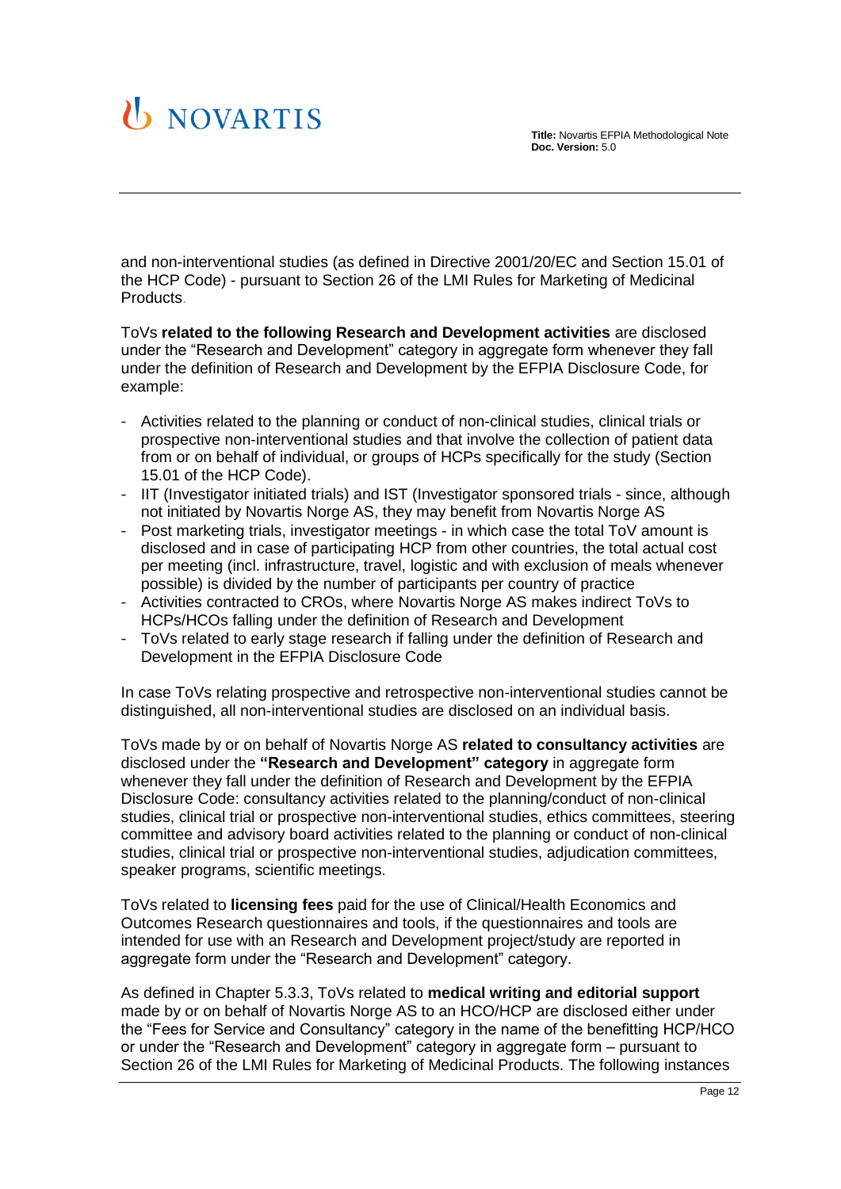and non-interventional studies (as defined in Directive 2001/20/EC and Section 15.01 of the HCP Code) - pursuant to Section 26 of the LMI Rules for Marketing of Medicinal Products.

ToVs **related to the following Research and Development activities** are disclosed under the "Research and Development" category in aggregate form whenever they fall under the definition of Research and Development by the EFPIA Disclosure Code, for example:

- Activities related to the planning or conduct of non-clinical studies, clinical trials or prospective non-interventional studies and that involve the collection of patient data from or on behalf of individual, or groups of HCPs specifically for the study (Section 15.01 of the HCP Code).
- IIT (Investigator initiated trials) and IST (Investigator sponsored trials - since, although not initiated by Novartis Norge AS, they may benefit from Novartis Norge AS
- Post marketing trials, investigator meetings - in which case the total ToV amount is disclosed and in case of participating HCP from other countries, the total actual cost per meeting (incl. infrastructure, travel, logistic and with exclusion of meals whenever possible) is divided by the number of participants per country of practice
- Activities contracted to CROs, where Novartis Norge AS makes indirect ToVs to HCPs/HCOs falling under the definition of Research and Development
- ToVs related to early stage research if falling under the definition of Research and Development in the EFPIA Disclosure Code

In case ToVs relating prospective and retrospective non-interventional studies cannot be distinguished, all non-interventional studies are disclosed on an individual basis.

ToVs made by or on behalf of Novartis Norge AS **related to consultancy activities** are disclosed under the **"Research and Development" category** in aggregate form whenever they fall under the definition of Research and Development by the EFPIA Disclosure Code: consultancy activities related to the planning/conduct of non-clinical studies, clinical trial or prospective non-interventional studies, ethics committees, steering committee and advisory board activities related to the planning or conduct of non-clinical studies, clinical trial or prospective non-interventional studies, adjudication committees, speaker programs, scientific meetings.

ToVs related to **licensing fees** paid for the use of Clinical/Health Economics and Outcomes Research questionnaires and tools, if the questionnaires and tools are intended for use with an Research and Development project/study are reported in aggregate form under the "Research and Development" category.

As defined in Chapter 5.3.3, ToVs related to **medical writing and editorial support** made by or on behalf of Novartis Norge AS to an HCO/HCP are disclosed either under the "Fees for Service and Consultancy" category in the name of the benefitting HCP/HCO or under the "Research and Development" category in aggregate form – pursuant to Section 26 of the LMI Rules for Marketing of Medicinal Products. The following instances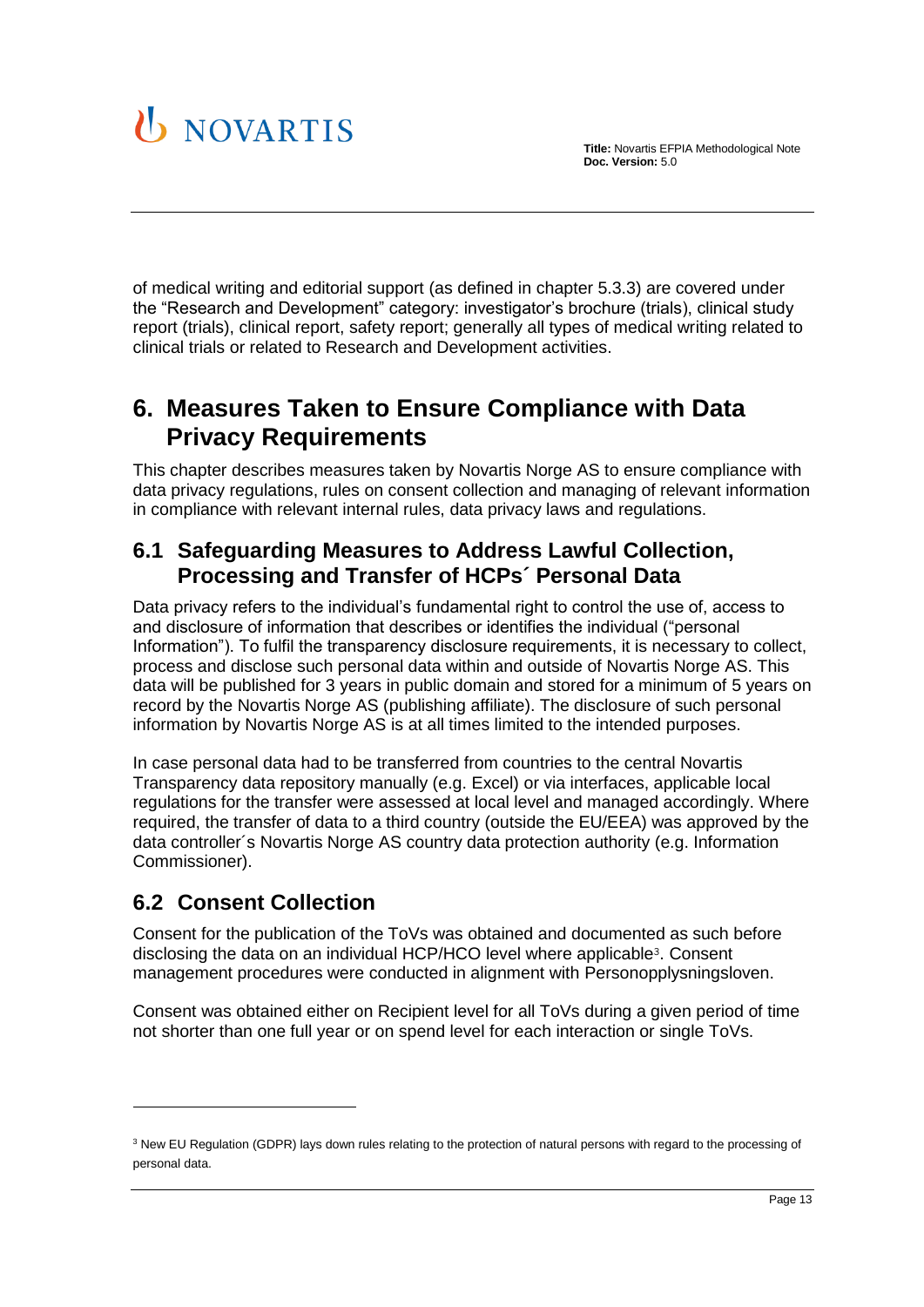of medical writing and editorial support (as defined in chapter 5.3.3) are covered under the “Research and Development” category: investigator’s brochure (trials), clinical study report (trials), clinical report, safety report; generally all types of medical writing related to clinical trials or related to Research and Development activities.

# 6. Measures Taken to Ensure Compliance with Data Privacy Requirements

This chapter describes measures taken by Novartis Norge AS to ensure compliance with data privacy regulations, rules on consent collection and managing of relevant information in compliance with relevant internal rules, data privacy laws and regulations.

## 6.1 Safeguarding Measures to Address Lawful Collection, Processing and Transfer of HCPs´ Personal Data

Data privacy refers to the individual’s fundamental right to control the use of, access to and disclosure of information that describes or identifies the individual (“personal Information”). To fulfil the transparency disclosure requirements, it is necessary to collect, process and disclose such personal data within and outside of Novartis Norge AS. This data will be published for 3 years in public domain and stored for a minimum of 5 years on record by the Novartis Norge AS (publishing affiliate). The disclosure of such personal information by Novartis Norge AS is at all times limited to the intended purposes.

In case personal data had to be transferred from countries to the central Novartis Transparency data repository manually (e.g. Excel) or via interfaces, applicable local regulations for the transfer were assessed at local level and managed accordingly. Where required, the transfer of data to a third country (outside the EU/EEA) was approved by the data controller´s Novartis Norge AS country data protection authority (e.g. Information Commissioner).

## 6.2 Consent Collection

Consent for the publication of the ToVs was obtained and documented as such before disclosing the data on an individual HCP/HCO level where applicable[3]. Consent management procedures were conducted in alignment with Personopplysningsloven.

Consent was obtained either on Recipient level for all ToVs during a given period of time not shorter than one full year or on spend level for each interaction or single ToVs.

---

[3] New EU Regulation (GDPR) lays down rules relating to the protection of natural persons with regard to the processing of personal data.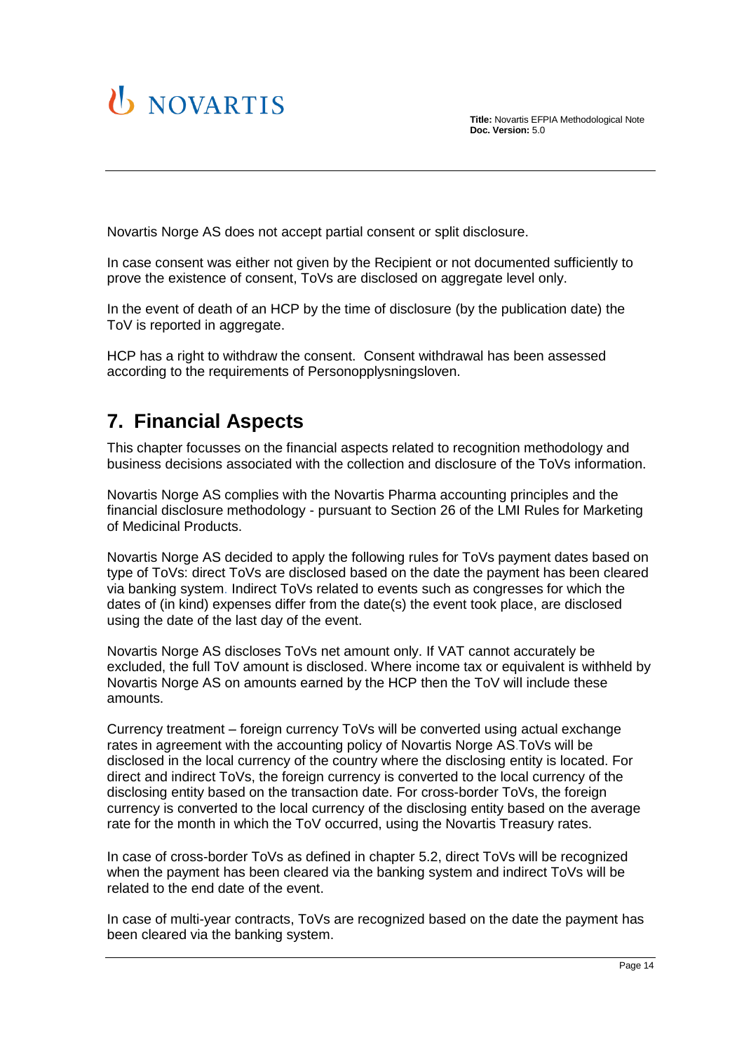Novartis Norge AS does not accept partial consent or split disclosure.

In case consent was either not given by the Recipient or not documented sufficiently to prove the existence of consent, ToVs are disclosed on aggregate level only.

In the event of death of an HCP by the time of disclosure (by the publication date) the ToV is reported in aggregate.

HCP has a right to withdraw the consent. Consent withdrawal has been assessed according to the requirements of Personopplysningsloven.

# 7. Financial Aspects

This chapter focusses on the financial aspects related to recognition methodology and business decisions associated with the collection and disclosure of the ToVs information.

Novartis Norge AS complies with the Novartis Pharma accounting principles and the financial disclosure methodology - pursuant to Section 26 of the LMI Rules for Marketing of Medicinal Products.

Novartis Norge AS decided to apply the following rules for ToVs payment dates based on type of ToVs: direct ToVs are disclosed based on the date the payment has been cleared via banking system. Indirect ToVs related to events such as congresses for which the dates of (in kind) expenses differ from the date(s) the event took place, are disclosed using the date of the last day of the event.

Novartis Norge AS discloses ToVs net amount only. If VAT cannot accurately be excluded, the full ToV amount is disclosed. Where income tax or equivalent is withheld by Novartis Norge AS on amounts earned by the HCP then the ToV will include these amounts.

Currency treatment – foreign currency ToVs will be converted using actual exchange rates in agreement with the accounting policy of Novartis Norge AS.ToVs will be disclosed in the local currency of the country where the disclosing entity is located. For direct and indirect ToVs, the foreign currency is converted to the local currency of the disclosing entity based on the transaction date. For cross-border ToVs, the foreign currency is converted to the local currency of the disclosing entity based on the average rate for the month in which the ToV occurred, using the Novartis Treasury rates.

In case of cross-border ToVs as defined in chapter 5.2, direct ToVs will be recognized when the payment has been cleared via the banking system and indirect ToVs will be related to the end date of the event.

In case of multi-year contracts, ToVs are recognized based on the date the payment has been cleared via the banking system.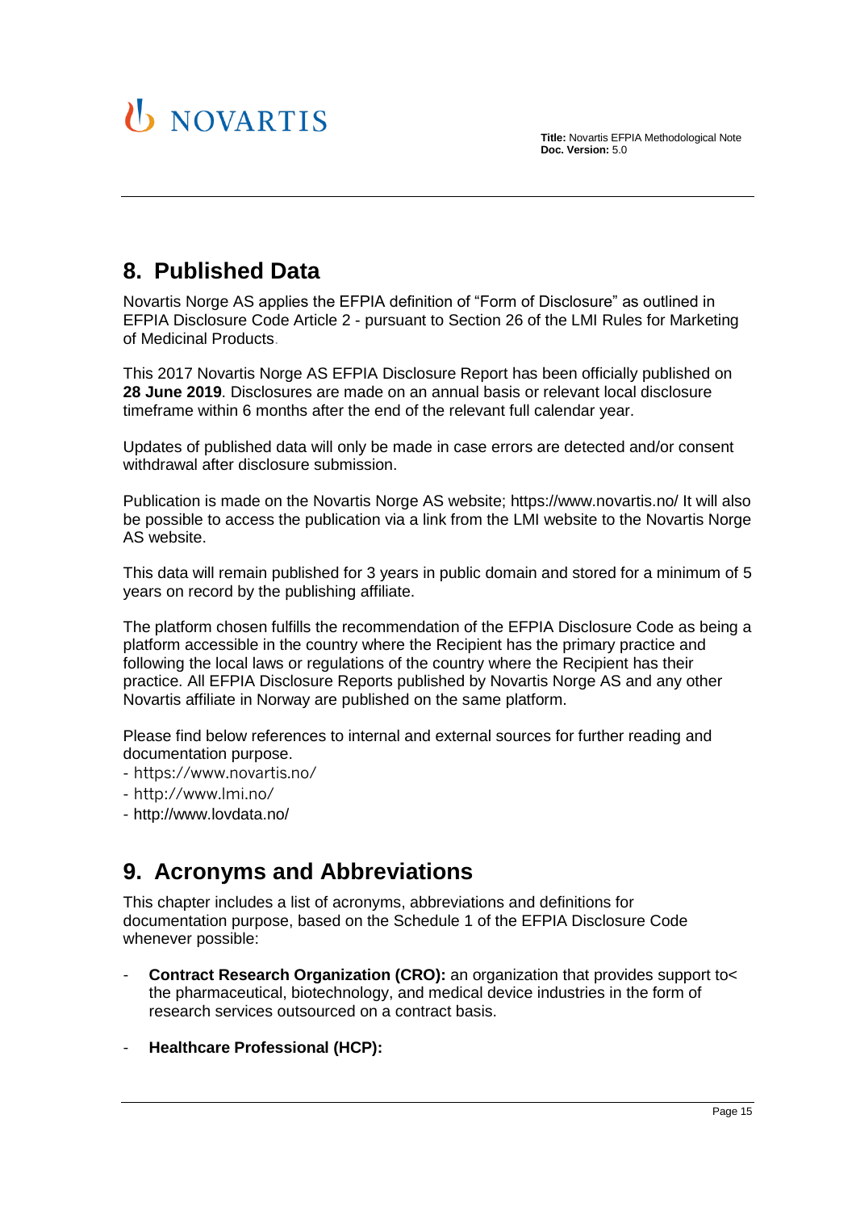## 8. Published Data

Novartis Norge AS applies the EFPIA definition of "Form of Disclosure" as outlined in EFPIA Disclosure Code Article 2 - pursuant to Section 26 of the LMI Rules for Marketing of Medicinal Products.

This 2017 Novartis Norge AS EFPIA Disclosure Report has been officially published on **28 June 2019**. Disclosures are made on an annual basis or relevant local disclosure timeframe within 6 months after the end of the relevant full calendar year.

Updates of published data will only be made in case errors are detected and/or consent withdrawal after disclosure submission.

Publication is made on the Novartis Norge AS website; https://www.novartis.no/ It will also be possible to access the publication via a link from the LMI website to the Novartis Norge AS website.

This data will remain published for 3 years in public domain and stored for a minimum of 5 years on record by the publishing affiliate.

The platform chosen fulfills the recommendation of the EFPIA Disclosure Code as being a platform accessible in the country where the Recipient has the primary practice and following the local laws or regulations of the country where the Recipient has their practice. All EFPIA Disclosure Reports published by Novartis Norge AS and any other Novartis affiliate in Norway are published on the same platform.

Please find below references to internal and external sources for further reading and documentation purpose.

- https://www.novartis.no/
- http://www.lmi.no/
- http://www.lovdata.no/

## 9. Acronyms and Abbreviations

This chapter includes a list of acronyms, abbreviations and definitions for documentation purpose, based on the Schedule 1 of the EFPIA Disclosure Code whenever possible:

- **Contract Research Organization (CRO):** an organization that provides support to< the pharmaceutical, biotechnology, and medical device industries in the form of research services outsourced on a contract basis.

- **Healthcare Professional (HCP):**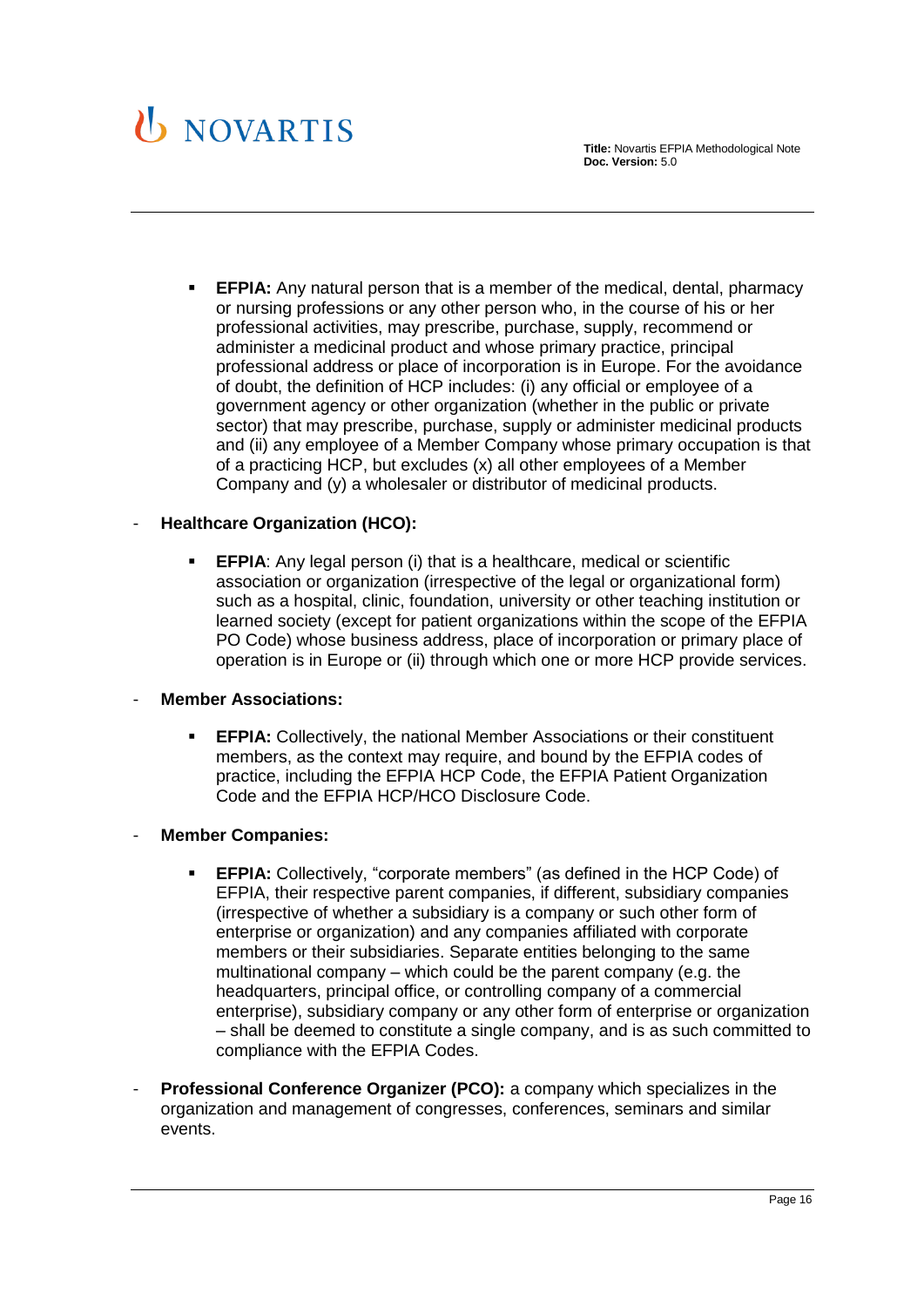- **EFPIA:** Any natural person that is a member of the medical, dental, pharmacy or nursing professions or any other person who, in the course of his or her professional activities, may prescribe, purchase, supply, recommend or administer a medicinal product and whose primary practice, principal professional address or place of incorporation is in Europe. For the avoidance of doubt, the definition of HCP includes: (i) any official or employee of a government agency or other organization (whether in the public or private sector) that may prescribe, purchase, supply or administer medicinal products and (ii) any employee of a Member Company whose primary occupation is that of a practicing HCP, but excludes (x) all other employees of a Member Company and (y) a wholesaler or distributor of medicinal products.

- **Healthcare Organization (HCO):**
   - **EFPIA**: Any legal person (i) that is a healthcare, medical or scientific association or organization (irrespective of the legal or organizational form) such as a hospital, clinic, foundation, university or other teaching institution or learned society (except for patient organizations within the scope of the EFPIA PO Code) whose business address, place of incorporation or primary place of operation is in Europe or (ii) through which one or more HCP provide services.

- **Member Associations:**
   - **EFPIA:** Collectively, the national Member Associations or their constituent members, as the context may require, and bound by the EFPIA codes of practice, including the EFPIA HCP Code, the EFPIA Patient Organization Code and the EFPIA HCP/HCO Disclosure Code.

- **Member Companies:**
   - **EFPIA:** Collectively, "corporate members" (as defined in the HCP Code) of EFPIA, their respective parent companies, if different, subsidiary companies (irrespective of whether a subsidiary is a company or such other form of enterprise or organization) and any companies affiliated with corporate members or their subsidiaries. Separate entities belonging to the same multinational company – which could be the parent company (e.g. the headquarters, principal office, or controlling company of a commercial enterprise), subsidiary company or any other form of enterprise or organization – shall be deemed to constitute a single company, and is as such committed to compliance with the EFPIA Codes.

- **Professional Conference Organizer (PCO):** a company which specializes in the organization and management of congresses, conferences, seminars and similar events.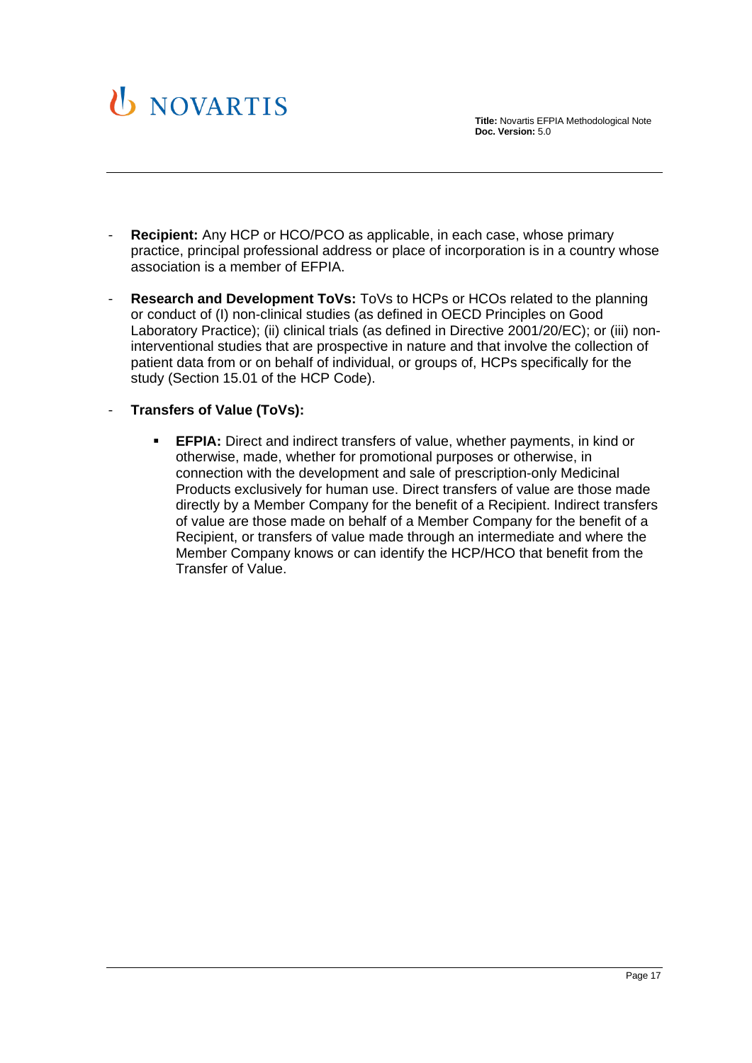- **Recipient:** Any HCP or HCO/PCO as applicable, in each case, whose primary practice, principal professional address or place of incorporation is in a country whose association is a member of EFPIA.

- **Research and Development ToVs:** ToVs to HCPs or HCOs related to the planning or conduct of (I) non-clinical studies (as defined in OECD Principles on Good Laboratory Practice); (ii) clinical trials (as defined in Directive 2001/20/EC); or (iii) non-interventional studies that are prospective in nature and that involve the collection of patient data from or on behalf of individual, or groups of, HCPs specifically for the study (Section 15.01 of the HCP Code).

- **Transfers of Value (ToVs):**

  - **EFPIA:** Direct and indirect transfers of value, whether payments, in kind or otherwise, made, whether for promotional purposes or otherwise, in connection with the development and sale of prescription-only Medicinal Products exclusively for human use. Direct transfers of value are those made directly by a Member Company for the benefit of a Recipient. Indirect transfers of value are those made on behalf of a Member Company for the benefit of a Recipient, or transfers of value made through an intermediate and where the Member Company knows or can identify the HCP/HCO that benefit from the Transfer of Value.